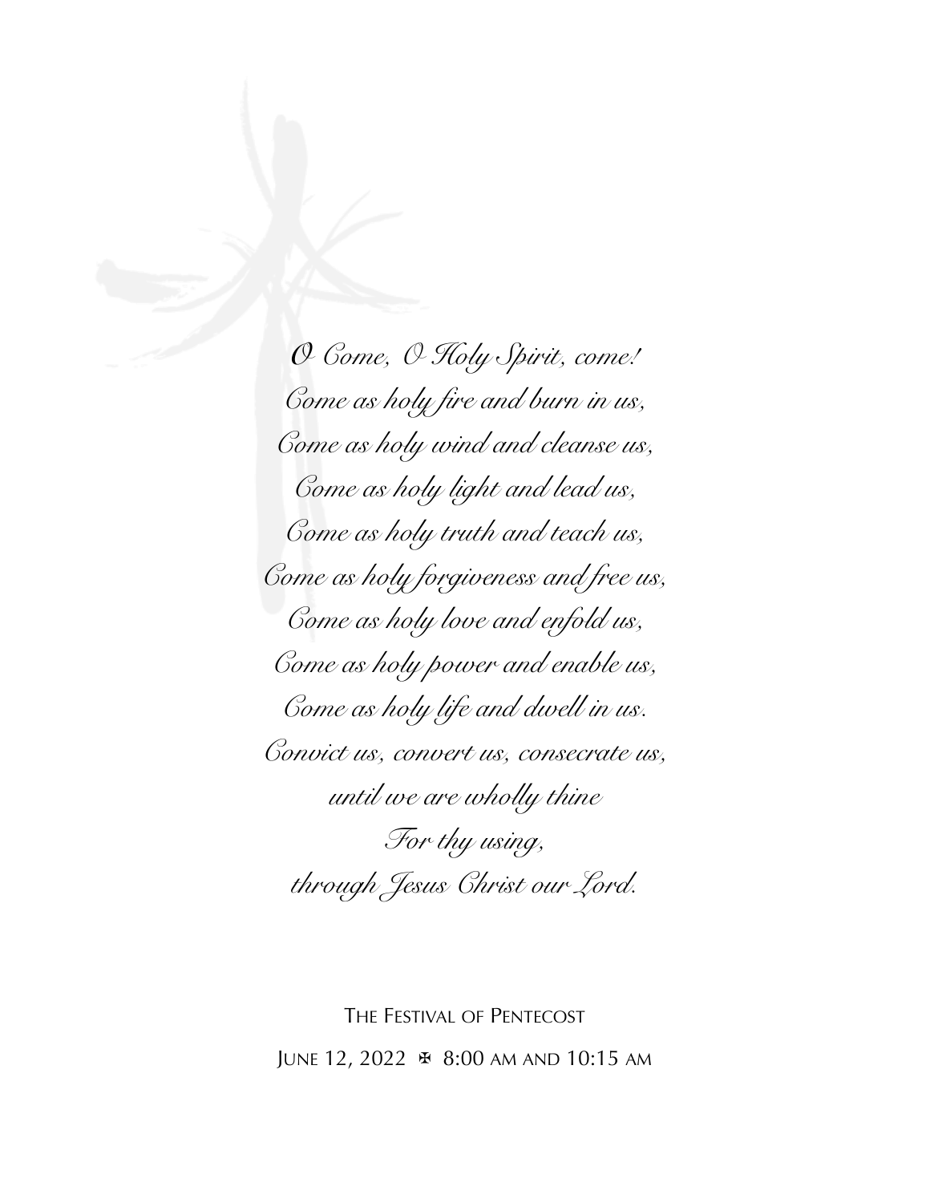*O Come, O Holy Spirit, come!*
*Come as holy fire and burn in us,*
*Come as holy wind and cleanse us,*
*Come as holy light and lead us,*
*Come as holy truth and teach us,*
*Come as holy forgiveness and free us,*
*Come as holy love and enfold us,*
*Come as holy power and enable us,*
*Come as holy life and dwell in us.*
*Convict us, convert us, consecrate us,*
*until we are wholly thine*
*For thy using,*
*through Jesus Christ our Lord.*

THE FESTIVAL OF PENTECOST

JUNE 12, 2022 ✠ 8:00 AM AND 10:15 AM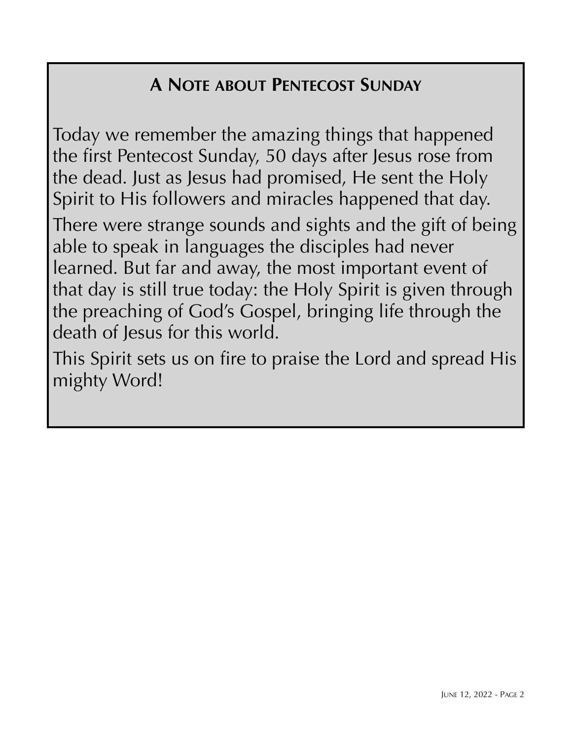## A Note about Pentecost Sunday

Today we remember the amazing things that happened the first Pentecost Sunday, 50 days after Jesus rose from the dead. Just as Jesus had promised, He sent the Holy Spirit to His followers and miracles happened that day.

There were strange sounds and sights and the gift of being able to speak in languages the disciples had never learned. But far and away, the most important event of that day is still true today: the Holy Spirit is given through the preaching of God's Gospel, bringing life through the death of Jesus for this world.

This Spirit sets us on fire to praise the Lord and spread His mighty Word!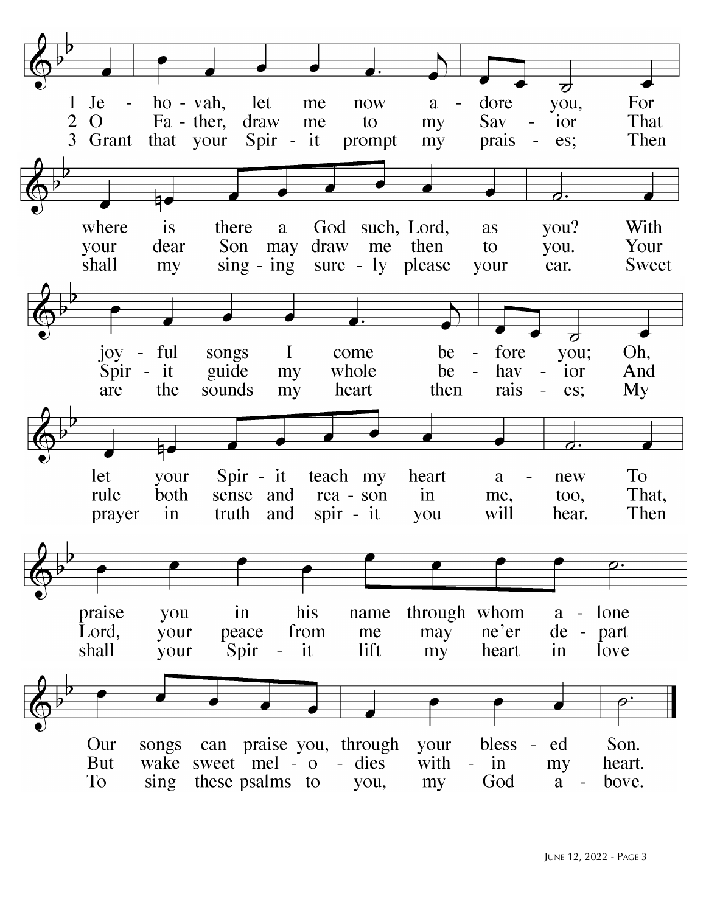1 Jehovah, let me now adore you,
For where is there a God such, Lord, as you?
With joyful songs I come before you;
Oh, let your Spirit teach my heart anew
To praise you in his name through whom alone
Our songs can praise you, through your blessed Son.

2 O Father, draw me to my Savior
That your dear Son may draw me then to you.
Your Spirit guide my whole behavior
And rule both sense and reason in me, too,
That, Lord, your peace from me may ne'er depart
But wake sweet melodies within my heart.

3 Grant that your Spirit prompt my praises;
Then shall my singing surely please your ear.
Sweet are the sounds my heart then raises;
My prayer in truth and spirit you will hear.
Then shall your Spirit lift my heart in love
To sing these psalms to you, my God above.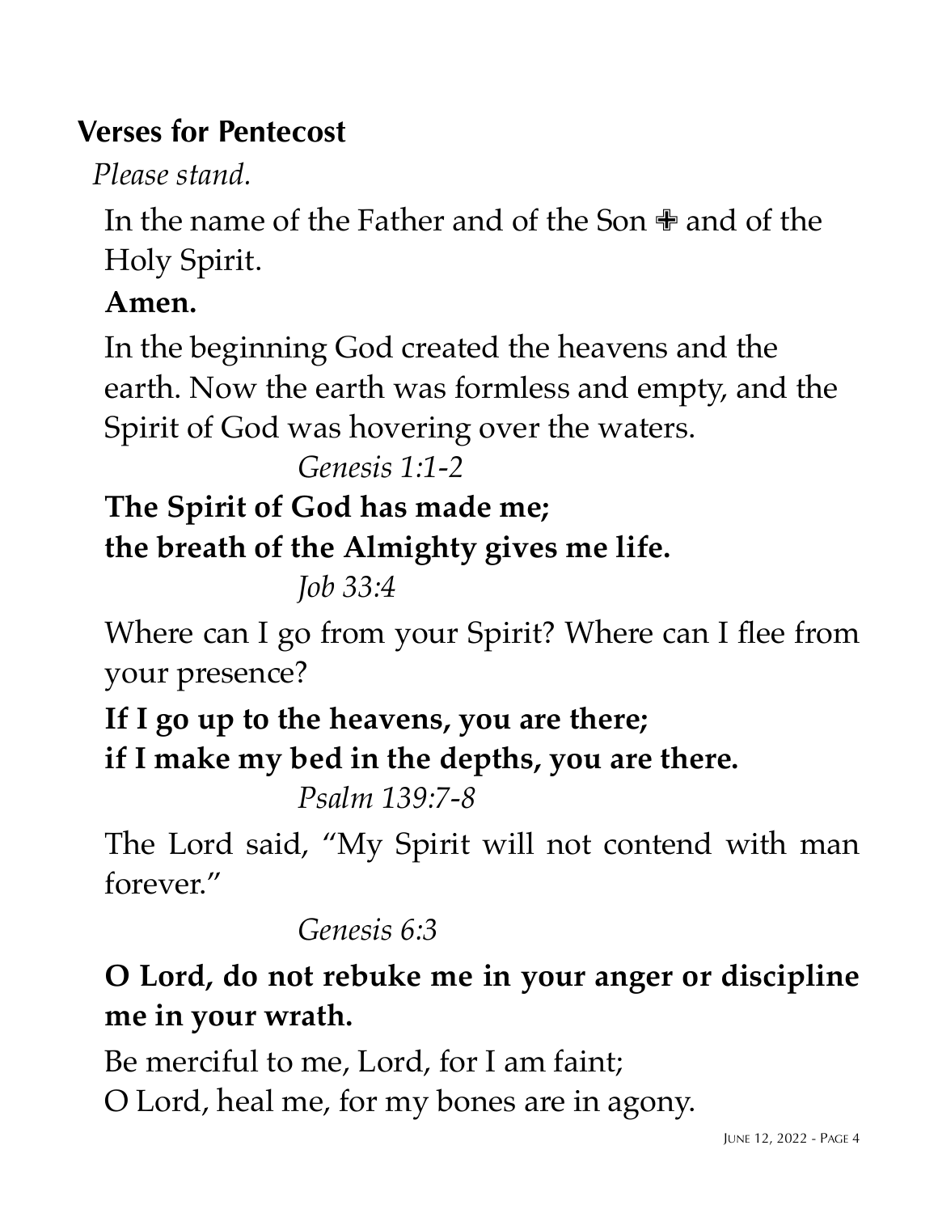## Verses for Pentecost

*Please stand.*

In the name of the Father and of the Son ✙ and of the Holy Spirit.

**Amen.**

In the beginning God created the heavens and the earth. Now the earth was formless and empty, and the Spirit of God was hovering over the waters.

*Genesis 1:1-2*

**The Spirit of God has made me;**
**the breath of the Almighty gives me life.**

*Job 33:4*

Where can I go from your Spirit? Where can I flee from your presence?

**If I go up to the heavens, you are there;**
**if I make my bed in the depths, you are there.**

*Psalm 139:7-8*

The Lord said, "My Spirit will not contend with man forever."

*Genesis 6:3*

**O Lord, do not rebuke me in your anger or discipline me in your wrath.**

Be merciful to me, Lord, for I am faint;
O Lord, heal me, for my bones are in agony.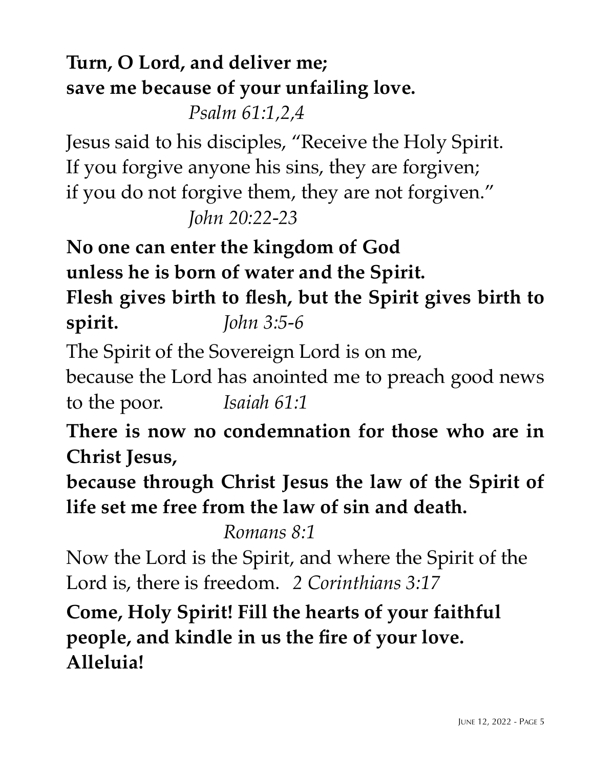**Turn, O Lord, and deliver me;**
**save me because of your unfailing love.**

*Psalm 61:1,2,4*

Jesus said to his disciples, "Receive the Holy Spirit.
If you forgive anyone his sins, they are forgiven;
if you do not forgive them, they are not forgiven."

*John 20:22-23*

**No one can enter the kingdom of God**
**unless he is born of water and the Spirit.**
**Flesh gives birth to flesh, but the Spirit gives birth to spirit.** *John 3:5-6*

The Spirit of the Sovereign Lord is on me,
because the Lord has anointed me to preach good news to the poor. *Isaiah 61:1*

**There is now no condemnation for those who are in Christ Jesus,**
**because through Christ Jesus the law of the Spirit of life set me free from the law of sin and death.**

*Romans 8:1*

Now the Lord is the Spirit, and where the Spirit of the Lord is, there is freedom. *2 Corinthians 3:17*

**Come, Holy Spirit! Fill the hearts of your faithful people, and kindle in us the fire of your love.**
**Alleluia!**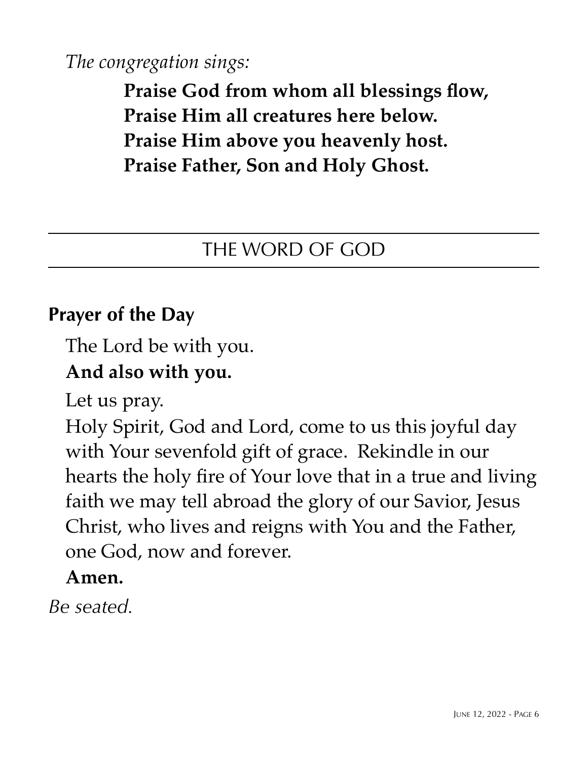*The congregation sings:*

> **Praise God from whom all blessings flow,**
> **Praise Him all creatures here below.**
> **Praise Him above you heavenly host.**
> **Praise Father, Son and Holy Ghost.**

## THE WORD OF GOD

### Prayer of the Day

The Lord be with you.

**And also with you.**

Let us pray.

Holy Spirit, God and Lord, come to us this joyful day with Your sevenfold gift of grace. Rekindle in our hearts the holy fire of Your love that in a true and living faith we may tell abroad the glory of our Savior, Jesus Christ, who lives and reigns with You and the Father, one God, now and forever.

**Amen.**

*Be seated.*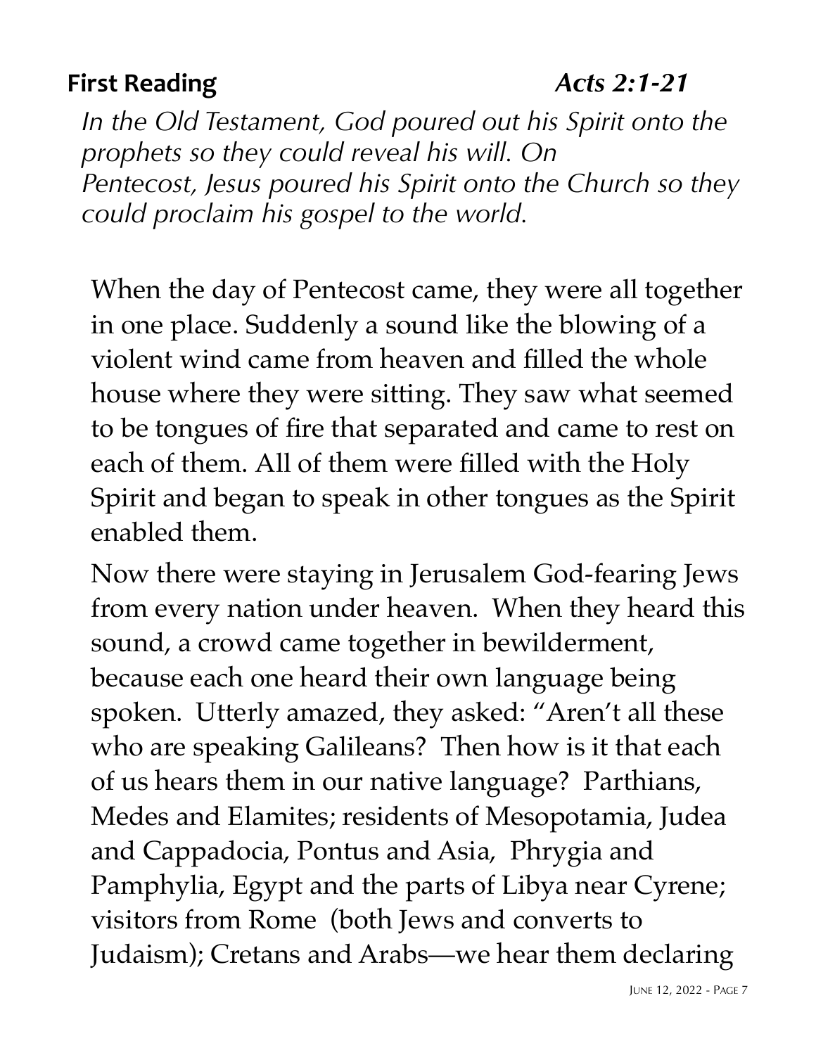**First Reading** ***Acts 2:1-21***

*In the Old Testament, God poured out his Spirit onto the prophets so they could reveal his will. On Pentecost, Jesus poured his Spirit onto the Church so they could proclaim his gospel to the world.*

When the day of Pentecost came, they were all together in one place. Suddenly a sound like the blowing of a violent wind came from heaven and filled the whole house where they were sitting. They saw what seemed to be tongues of fire that separated and came to rest on each of them. All of them were filled with the Holy Spirit and began to speak in other tongues as the Spirit enabled them.

Now there were staying in Jerusalem God-fearing Jews from every nation under heaven. When they heard this sound, a crowd came together in bewilderment, because each one heard their own language being spoken. Utterly amazed, they asked: "Aren't all these who are speaking Galileans? Then how is it that each of us hears them in our native language? Parthians, Medes and Elamites; residents of Mesopotamia, Judea and Cappadocia, Pontus and Asia, Phrygia and Pamphylia, Egypt and the parts of Libya near Cyrene; visitors from Rome (both Jews and converts to Judaism); Cretans and Arabs—we hear them declaring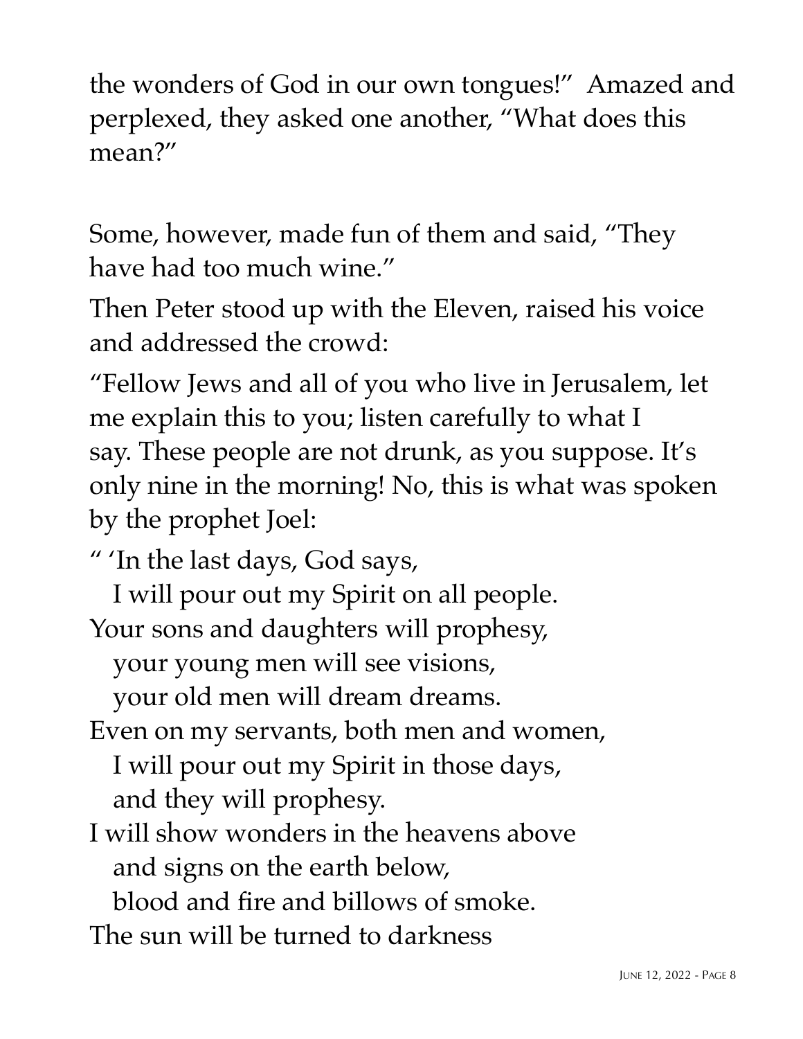the wonders of God in our own tongues!" Amazed and perplexed, they asked one another, "What does this mean?"

Some, however, made fun of them and said, "They have had too much wine."

Then Peter stood up with the Eleven, raised his voice and addressed the crowd:

"Fellow Jews and all of you who live in Jerusalem, let me explain this to you; listen carefully to what I say. These people are not drunk, as you suppose. It's only nine in the morning! No, this is what was spoken by the prophet Joel:

" 'In the last days, God says,  
  I will pour out my Spirit on all people.  
Your sons and daughters will prophesy,  
  your young men will see visions,  
  your old men will dream dreams.  
Even on my servants, both men and women,  
  I will pour out my Spirit in those days,  
  and they will prophesy.  
I will show wonders in the heavens above  
  and signs on the earth below,  
  blood and fire and billows of smoke.  
The sun will be turned to darkness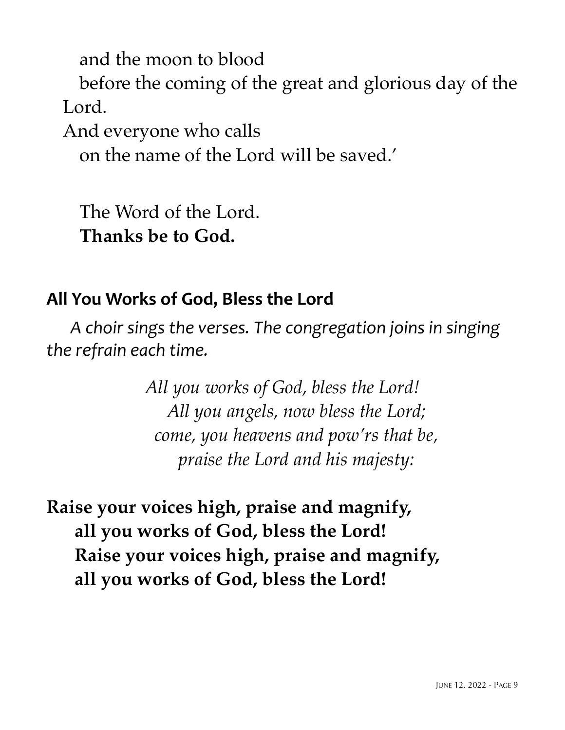and the moon to blood
before the coming of the great and glorious day of the Lord.
And everyone who calls
on the name of the Lord will be saved.'

The Word of the Lord.
**Thanks be to God.**

## All You Works of God, Bless the Lord

*A choir sings the verses. The congregation joins in singing the refrain each time.*

*All you works of God, bless the Lord!*
*All you angels, now bless the Lord;*
*come, you heavens and pow'rs that be,*
*praise the Lord and his majesty:*

**Raise your voices high, praise and magnify,**
**all you works of God, bless the Lord!**
**Raise your voices high, praise and magnify,**
**all you works of God, bless the Lord!**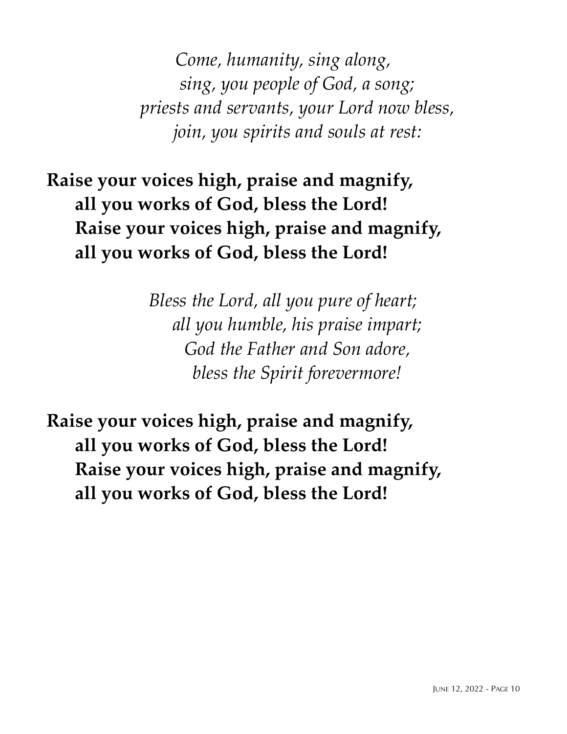*Come, humanity, sing along,*
*sing, you people of God, a song;*
*priests and servants, your Lord now bless,*
*join, you spirits and souls at rest:*

**Raise your voices high, praise and magnify,**
**all you works of God, bless the Lord!**
**Raise your voices high, praise and magnify,**
**all you works of God, bless the Lord!**

*Bless the Lord, all you pure of heart;*
*all you humble, his praise impart;*
*God the Father and Son adore,*
*bless the Spirit forevermore!*

**Raise your voices high, praise and magnify,**
**all you works of God, bless the Lord!**
**Raise your voices high, praise and magnify,**
**all you works of God, bless the Lord!**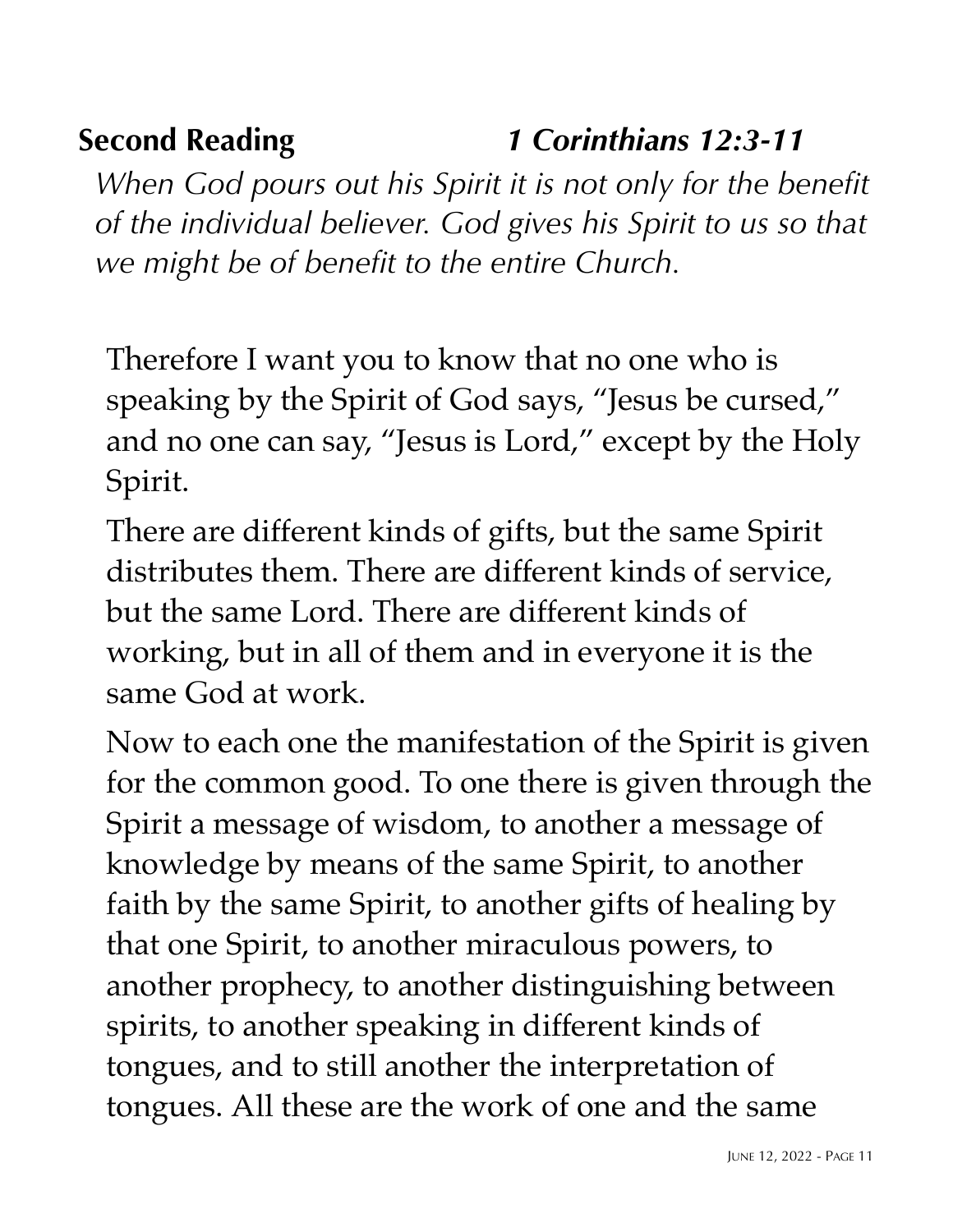**Second Reading** ***1 Corinthians 12:3-11***

*When God pours out his Spirit it is not only for the benefit of the individual believer. God gives his Spirit to us so that we might be of benefit to the entire Church.*

Therefore I want you to know that no one who is speaking by the Spirit of God says, "Jesus be cursed," and no one can say, "Jesus is Lord," except by the Holy Spirit.

There are different kinds of gifts, but the same Spirit distributes them. There are different kinds of service, but the same Lord. There are different kinds of working, but in all of them and in everyone it is the same God at work.

Now to each one the manifestation of the Spirit is given for the common good. To one there is given through the Spirit a message of wisdom, to another a message of knowledge by means of the same Spirit, to another faith by the same Spirit, to another gifts of healing by that one Spirit, to another miraculous powers, to another prophecy, to another distinguishing between spirits, to another speaking in different kinds of tongues, and to still another the interpretation of tongues. All these are the work of one and the same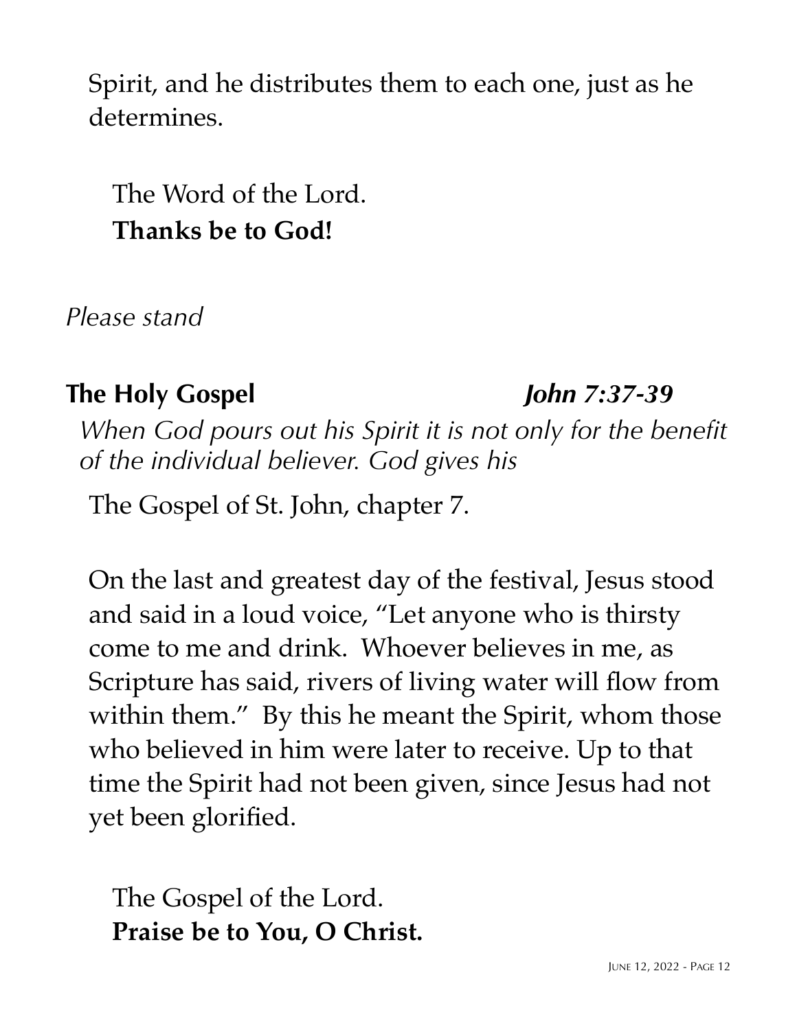Spirit, and he distributes them to each one, just as he determines.

The Word of the Lord.
**Thanks be to God!**

*Please stand*

## The Holy Gospel *John 7:37-39*

*When God pours out his Spirit it is not only for the benefit of the individual believer. God gives his*

The Gospel of St. John, chapter 7.

On the last and greatest day of the festival, Jesus stood and said in a loud voice, "Let anyone who is thirsty come to me and drink. Whoever believes in me, as Scripture has said, rivers of living water will flow from within them." By this he meant the Spirit, whom those who believed in him were later to receive. Up to that time the Spirit had not been given, since Jesus had not yet been glorified.

The Gospel of the Lord.
**Praise be to You, O Christ.**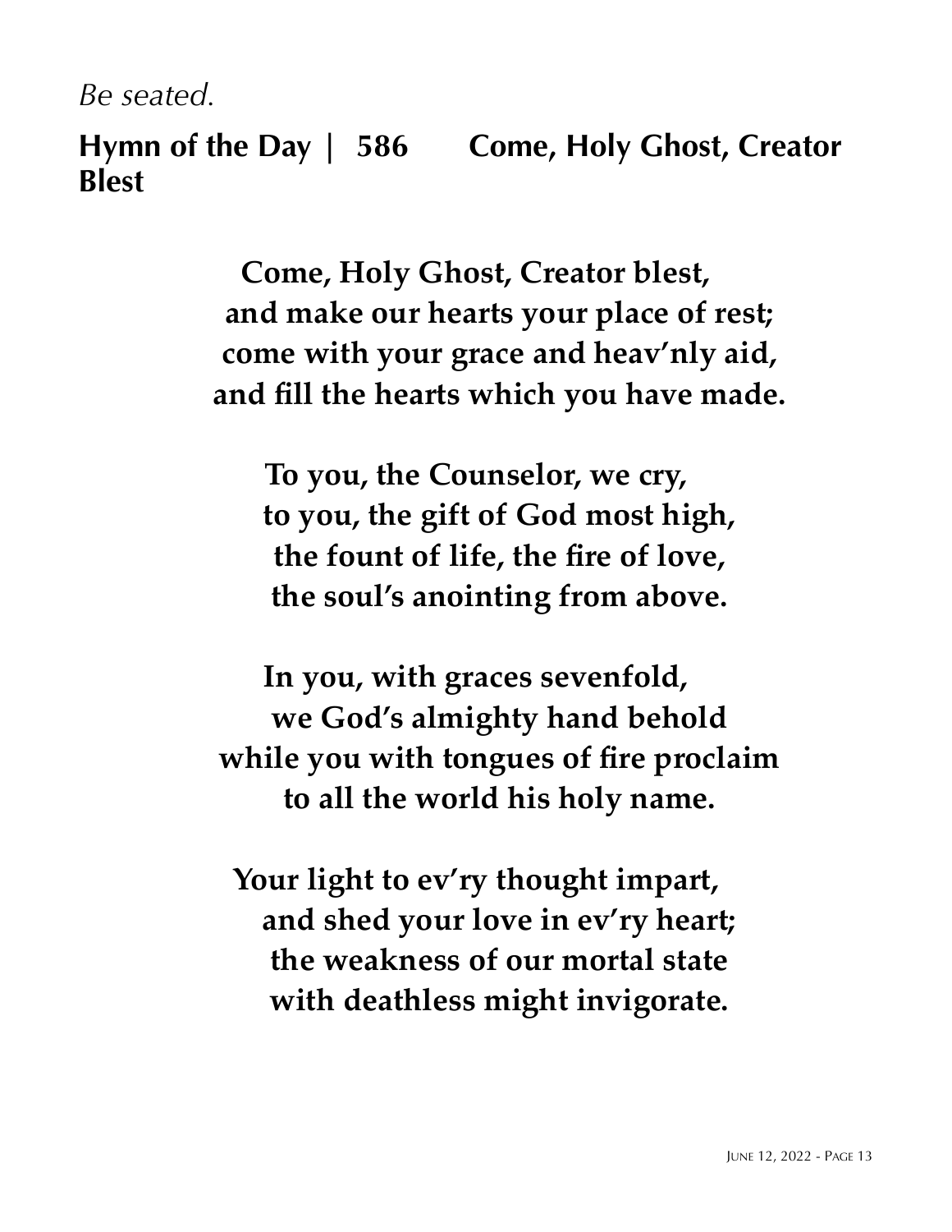*Be seated.*

## Hymn of the Day | 586 Come, Holy Ghost, Creator Blest

**Come, Holy Ghost, Creator blest,**
**and make our hearts your place of rest;**
**come with your grace and heav'nly aid,**
**and fill the hearts which you have made.**

**To you, the Counselor, we cry,**
**to you, the gift of God most high,**
**the fount of life, the fire of love,**
**the soul's anointing from above.**

**In you, with graces sevenfold,**
**we God's almighty hand behold**
**while you with tongues of fire proclaim**
**to all the world his holy name.**

**Your light to ev'ry thought impart,**
**and shed your love in ev'ry heart;**
**the weakness of our mortal state**
**with deathless might invigorate.**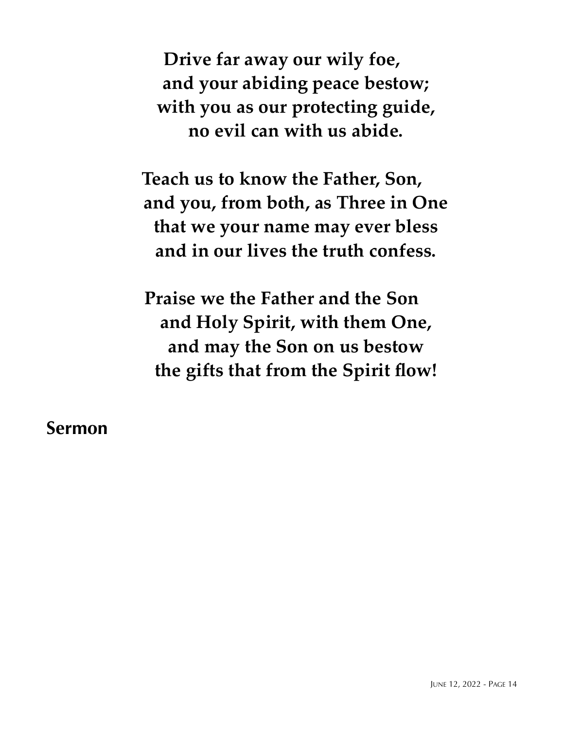**Drive far away our wily foe,**
**and your abiding peace bestow;**
**with you as our protecting guide,**
**no evil can with us abide.**

**Teach us to know the Father, Son,**
**and you, from both, as Three in One**
**that we your name may ever bless**
**and in our lives the truth confess.**

**Praise we the Father and the Son**
**and Holy Spirit, with them One,**
**and may the Son on us bestow**
**the gifts that from the Spirit flow!**

## Sermon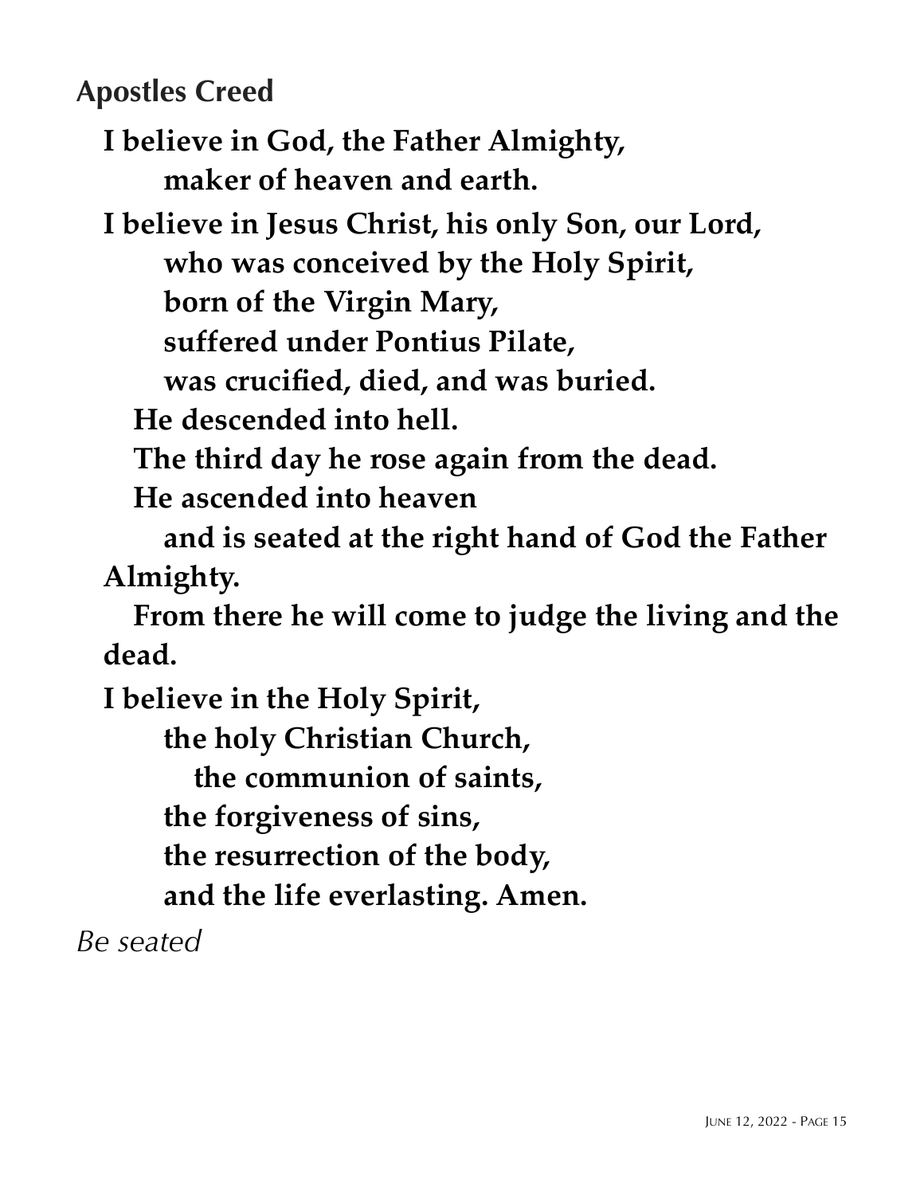## Apostles Creed

**I believe in God, the Father Almighty,**
**maker of heaven and earth.**

**I believe in Jesus Christ, his only Son, our Lord,**
**who was conceived by the Holy Spirit,**
**born of the Virgin Mary,**
**suffered under Pontius Pilate,**
**was crucified, died, and was buried.**
**He descended into hell.**
**The third day he rose again from the dead.**
**He ascended into heaven**
**and is seated at the right hand of God the Father Almighty.**
**From there he will come to judge the living and the dead.**

**I believe in the Holy Spirit,**
**the holy Christian Church,**
**the communion of saints,**
**the forgiveness of sins,**
**the resurrection of the body,**
**and the life everlasting. Amen.**

*Be seated*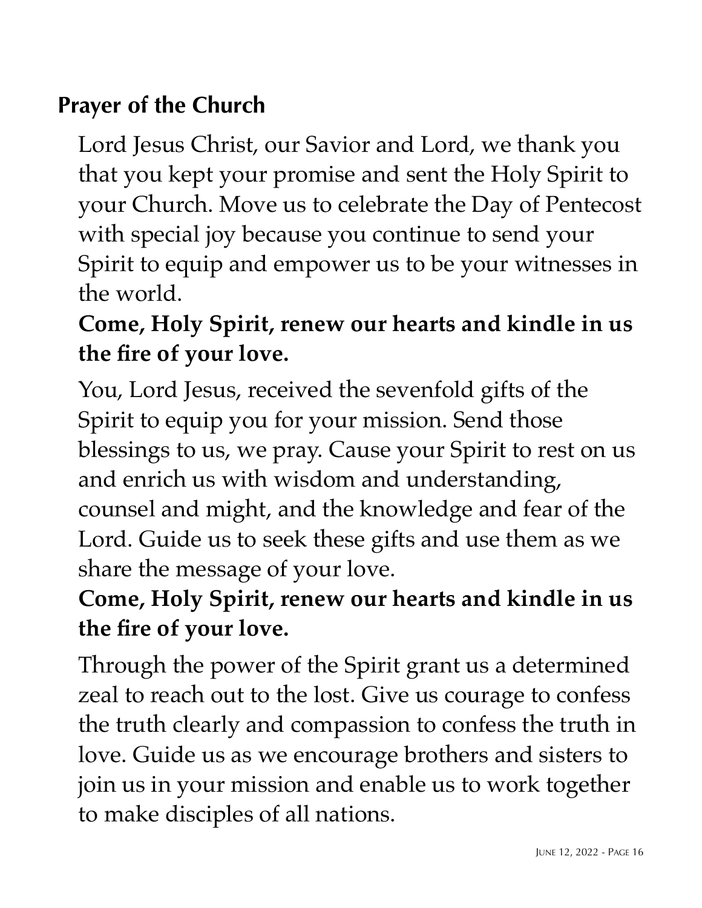## Prayer of the Church

Lord Jesus Christ, our Savior and Lord, we thank you that you kept your promise and sent the Holy Spirit to your Church. Move us to celebrate the Day of Pentecost with special joy because you continue to send your Spirit to equip and empower us to be your witnesses in the world.

**Come, Holy Spirit, renew our hearts and kindle in us the fire of your love.**

You, Lord Jesus, received the sevenfold gifts of the Spirit to equip you for your mission. Send those blessings to us, we pray. Cause your Spirit to rest on us and enrich us with wisdom and understanding, counsel and might, and the knowledge and fear of the Lord. Guide us to seek these gifts and use them as we share the message of your love.

**Come, Holy Spirit, renew our hearts and kindle in us the fire of your love.**

Through the power of the Spirit grant us a determined zeal to reach out to the lost. Give us courage to confess the truth clearly and compassion to confess the truth in love. Guide us as we encourage brothers and sisters to join us in your mission and enable us to work together to make disciples of all nations.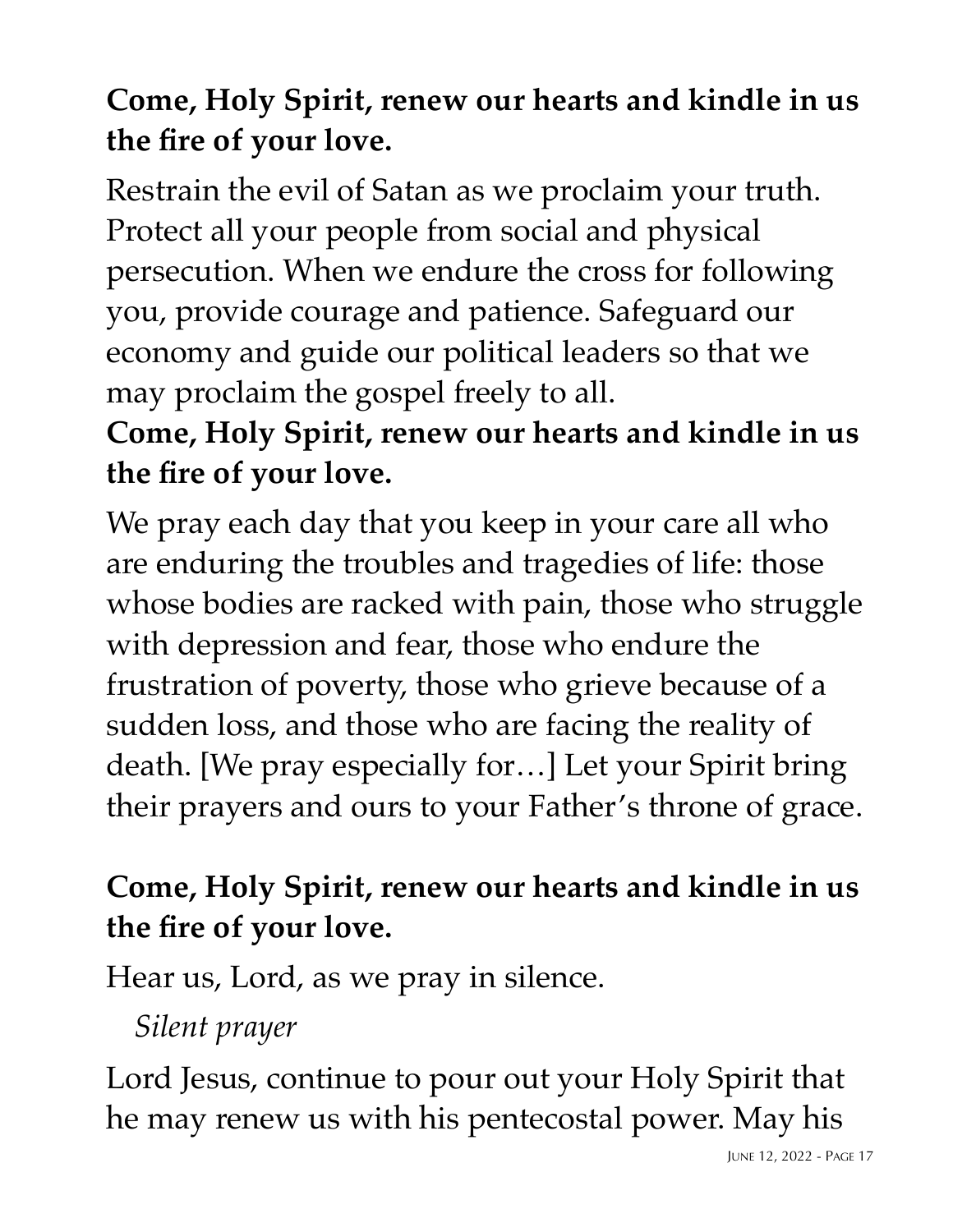**Come, Holy Spirit, renew our hearts and kindle in us the fire of your love.**

Restrain the evil of Satan as we proclaim your truth. Protect all your people from social and physical persecution. When we endure the cross for following you, provide courage and patience. Safeguard our economy and guide our political leaders so that we may proclaim the gospel freely to all.

**Come, Holy Spirit, renew our hearts and kindle in us the fire of your love.**

We pray each day that you keep in your care all who are enduring the troubles and tragedies of life: those whose bodies are racked with pain, those who struggle with depression and fear, those who endure the frustration of poverty, those who grieve because of a sudden loss, and those who are facing the reality of death. [We pray especially for…] Let your Spirit bring their prayers and ours to your Father's throne of grace.

**Come, Holy Spirit, renew our hearts and kindle in us the fire of your love.**

Hear us, Lord, as we pray in silence.

*Silent prayer*

Lord Jesus, continue to pour out your Holy Spirit that he may renew us with his pentecostal power. May his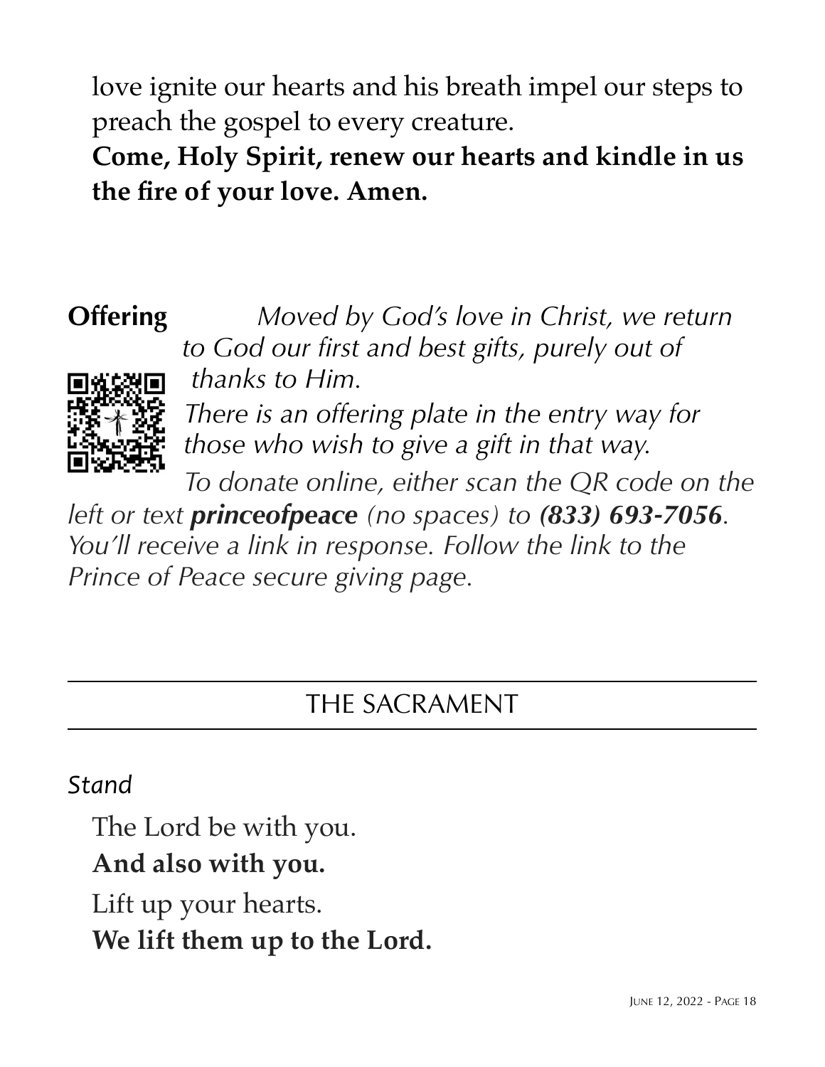love ignite our hearts and his breath impel our steps to preach the gospel to every creature.
**Come, Holy Spirit, renew our hearts and kindle in us the fire of your love. Amen.**

**Offering** *Moved by God's love in Christ, we return to God our first and best gifts, purely out of thanks to Him.*

*There is an offering plate in the entry way for those who wish to give a gift in that way.*

*To donate online, either scan the QR code on the left or text **princeofpeace** (no spaces) to **(833) 693-7056**. You'll receive a link in response. Follow the link to the Prince of Peace secure giving page.*

## THE SACRAMENT

*Stand*

The Lord be with you.
**And also with you.**
Lift up your hearts.
**We lift them up to the Lord.**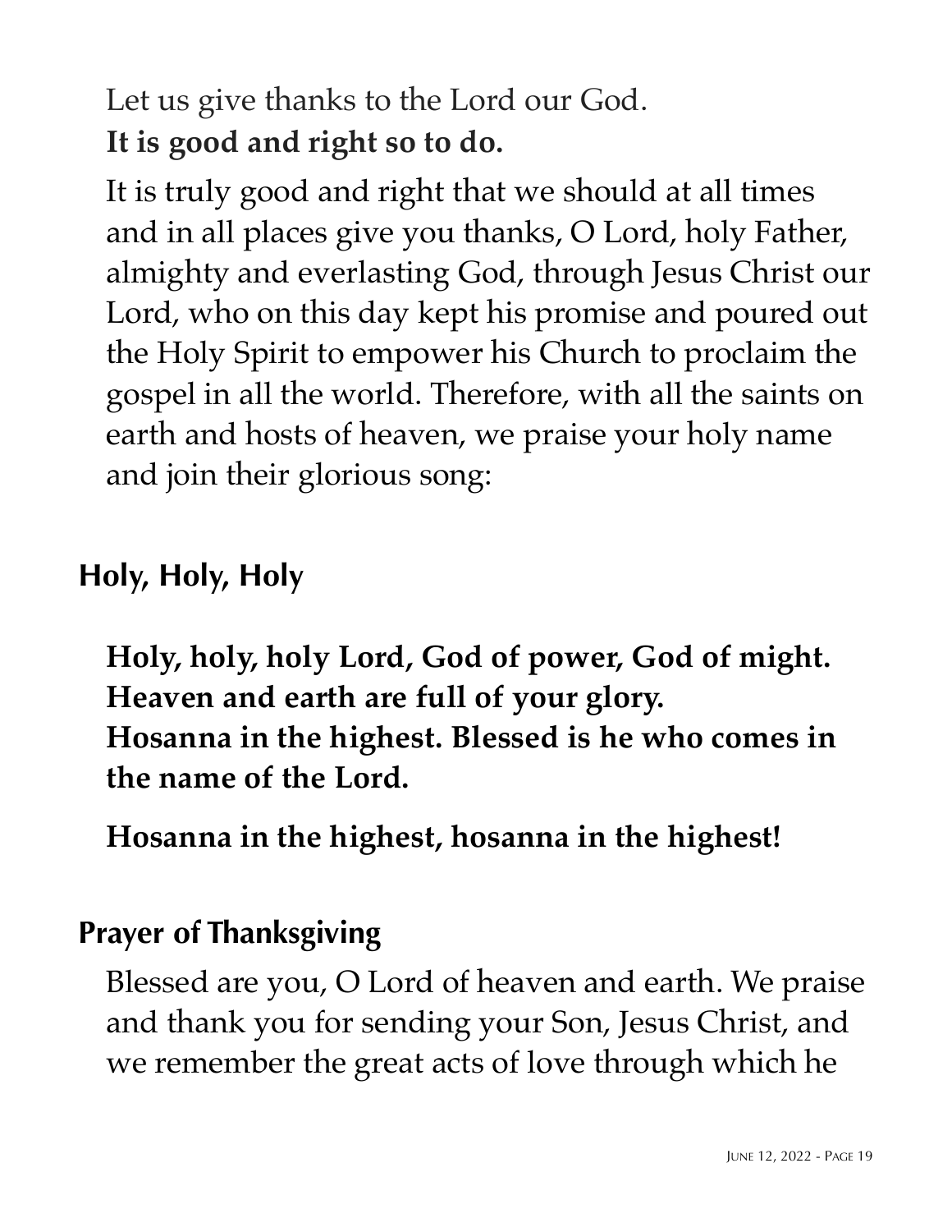Let us give thanks to the Lord our God.
**It is good and right so to do.**

It is truly good and right that we should at all times and in all places give you thanks, O Lord, holy Father, almighty and everlasting God, through Jesus Christ our Lord, who on this day kept his promise and poured out the Holy Spirit to empower his Church to proclaim the gospel in all the world. Therefore, with all the saints on earth and hosts of heaven, we praise your holy name and join their glorious song:

## Holy, Holy, Holy

**Holy, holy, holy Lord, God of power, God of might. Heaven and earth are full of your glory. Hosanna in the highest. Blessed is he who comes in the name of the Lord.**

**Hosanna in the highest, hosanna in the highest!**

## Prayer of Thanksgiving

Blessed are you, O Lord of heaven and earth. We praise and thank you for sending your Son, Jesus Christ, and we remember the great acts of love through which he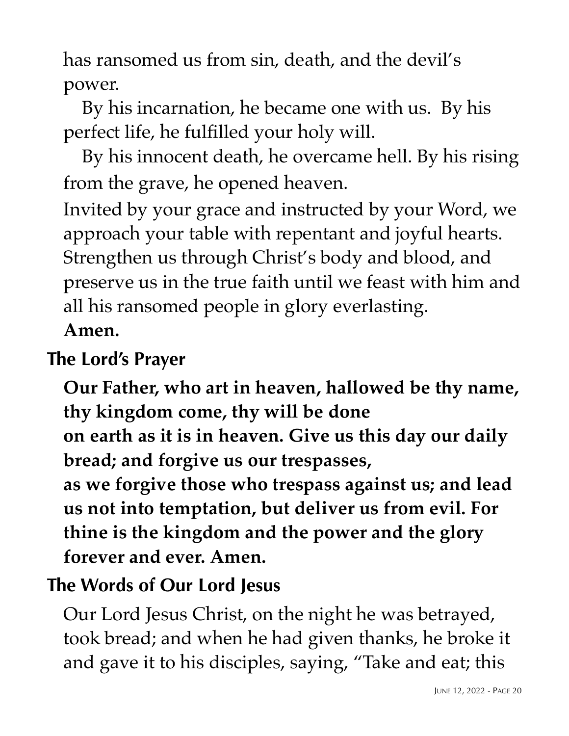has ransomed us from sin, death, and the devil's power.

By his incarnation, he became one with us. By his perfect life, he fulfilled your holy will.

By his innocent death, he overcame hell. By his rising from the grave, he opened heaven.

Invited by your grace and instructed by your Word, we approach your table with repentant and joyful hearts. Strengthen us through Christ's body and blood, and preserve us in the true faith until we feast with him and all his ransomed people in glory everlasting.

**Amen.**

## The Lord's Prayer

**Our Father, who art in heaven, hallowed be thy name, thy kingdom come, thy will be done on earth as it is in heaven. Give us this day our daily bread; and forgive us our trespasses, as we forgive those who trespass against us; and lead us not into temptation, but deliver us from evil. For thine is the kingdom and the power and the glory forever and ever. Amen.**

## The Words of Our Lord Jesus

Our Lord Jesus Christ, on the night he was betrayed, took bread; and when he had given thanks, he broke it and gave it to his disciples, saying, "Take and eat; this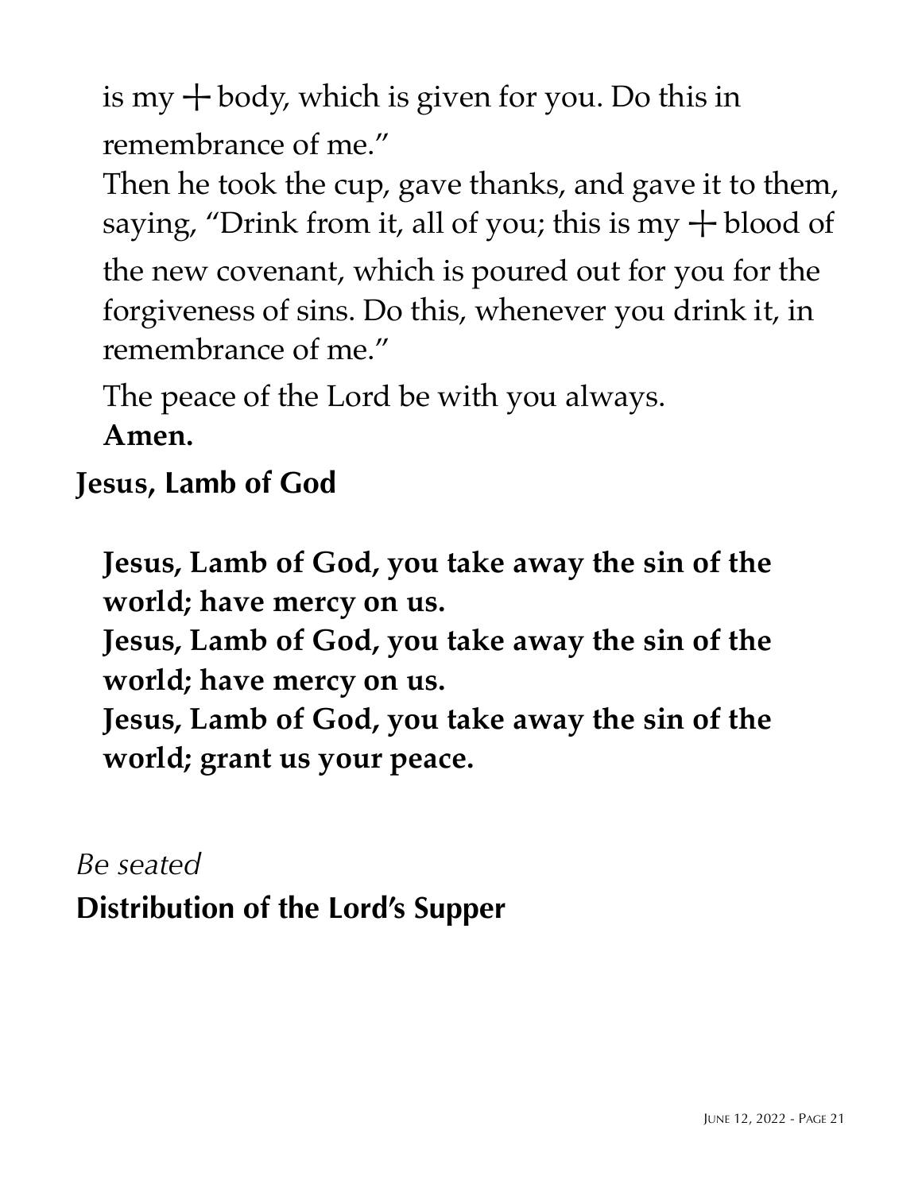is my ✛ body, which is given for you. Do this in remembrance of me."

Then he took the cup, gave thanks, and gave it to them, saying, "Drink from it, all of you; this is my ✛ blood of the new covenant, which is poured out for you for the forgiveness of sins. Do this, whenever you drink it, in remembrance of me."

The peace of the Lord be with you always.

**Amen.**

## Jesus, Lamb of God

**Jesus, Lamb of God, you take away the sin of the world; have mercy on us.**

**Jesus, Lamb of God, you take away the sin of the world; have mercy on us.**

**Jesus, Lamb of God, you take away the sin of the world; grant us your peace.**

*Be seated*

## Distribution of the Lord's Supper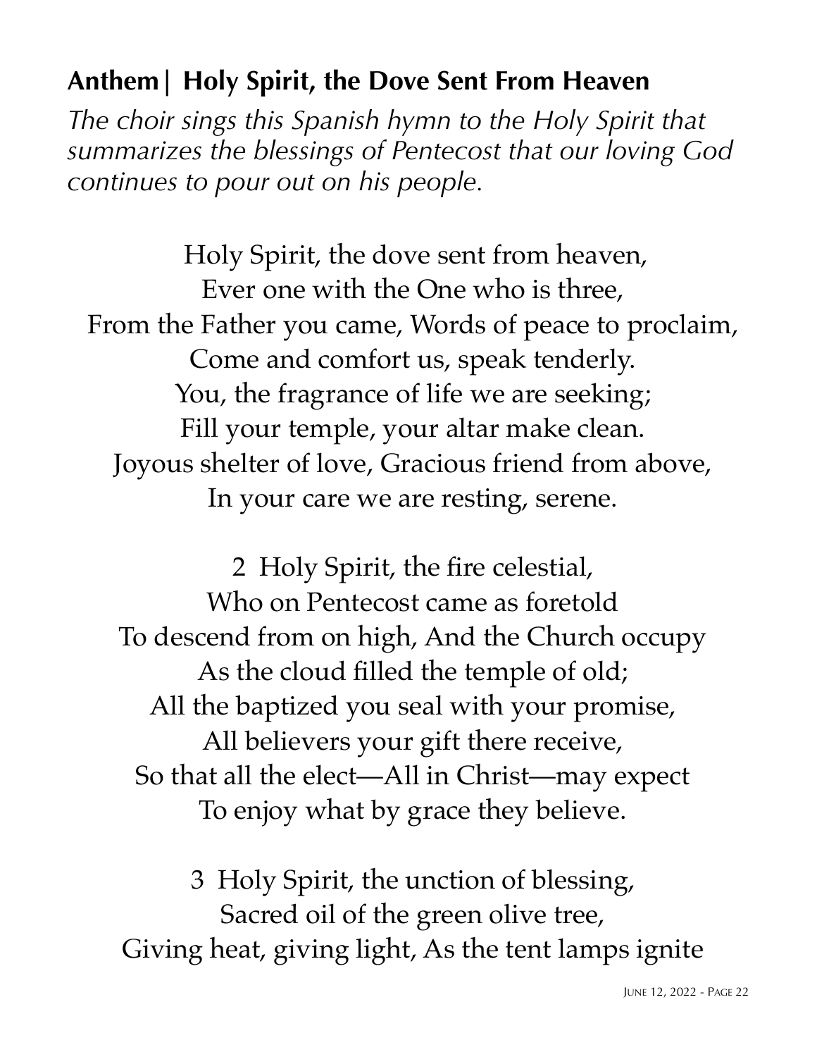## Anthem| Holy Spirit, the Dove Sent From Heaven

*The choir sings this Spanish hymn to the Holy Spirit that summarizes the blessings of Pentecost that our loving God continues to pour out on his people.*

Holy Spirit, the dove sent from heaven,  
Ever one with the One who is three,  
From the Father you came, Words of peace to proclaim,  
Come and comfort us, speak tenderly.  
You, the fragrance of life we are seeking;  
Fill your temple, your altar make clean.  
Joyous shelter of love, Gracious friend from above,  
In your care we are resting, serene.

2 Holy Spirit, the fire celestial,  
Who on Pentecost came as foretold  
To descend from on high, And the Church occupy  
As the cloud filled the temple of old;  
All the baptized you seal with your promise,  
All believers your gift there receive,  
So that all the elect—All in Christ—may expect  
To enjoy what by grace they believe.

3 Holy Spirit, the unction of blessing,  
Sacred oil of the green olive tree,  
Giving heat, giving light, As the tent lamps ignite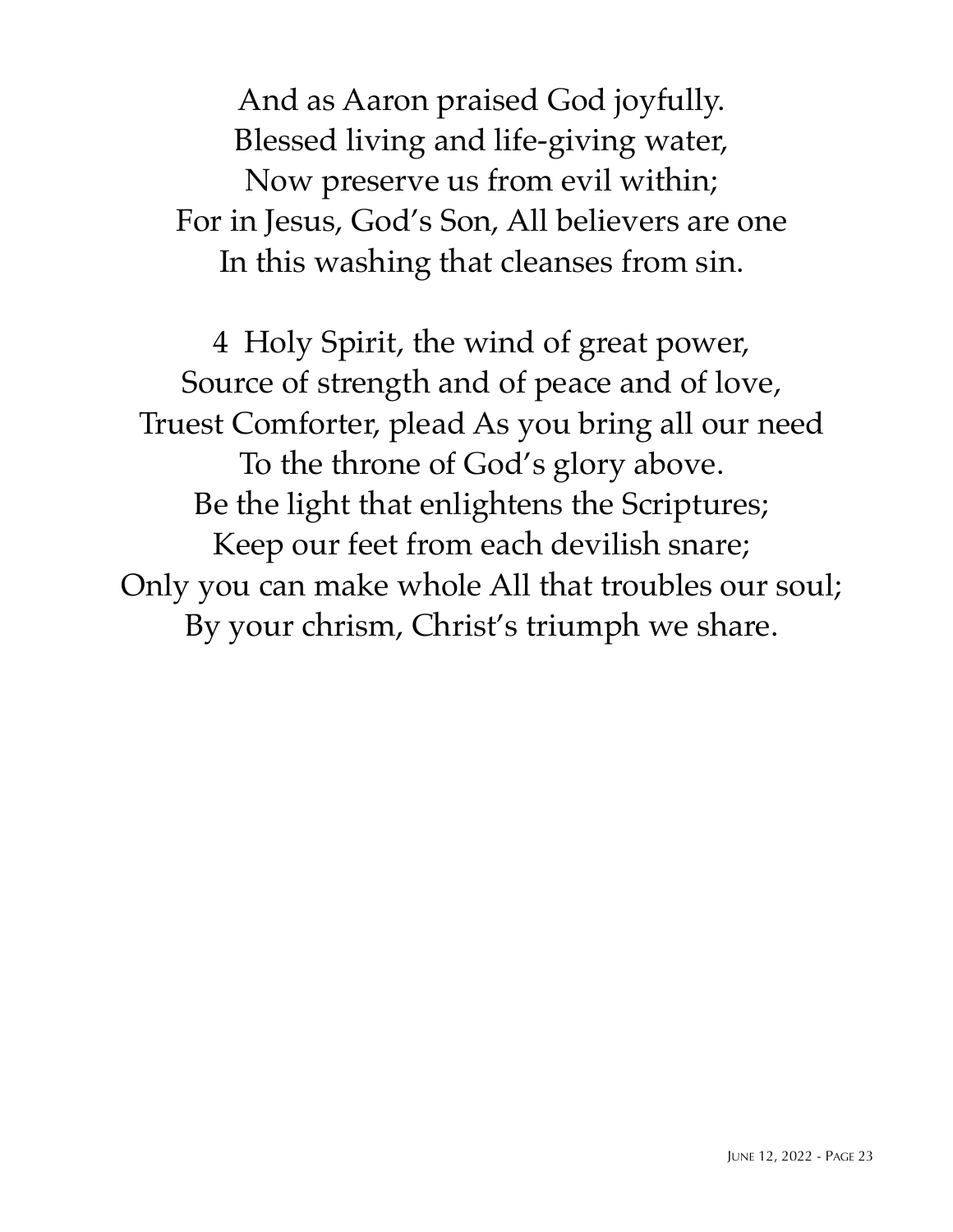And as Aaron praised God joyfully.  
Blessed living and life-giving water,  
Now preserve us from evil within;  
For in Jesus, God's Son, All believers are one  
In this washing that cleanses from sin.

4 Holy Spirit, the wind of great power,  
Source of strength and of peace and of love,  
Truest Comforter, plead As you bring all our need  
To the throne of God's glory above.  
Be the light that enlightens the Scriptures;  
Keep our feet from each devilish snare;  
Only you can make whole All that troubles our soul;  
By your chrism, Christ's triumph we share.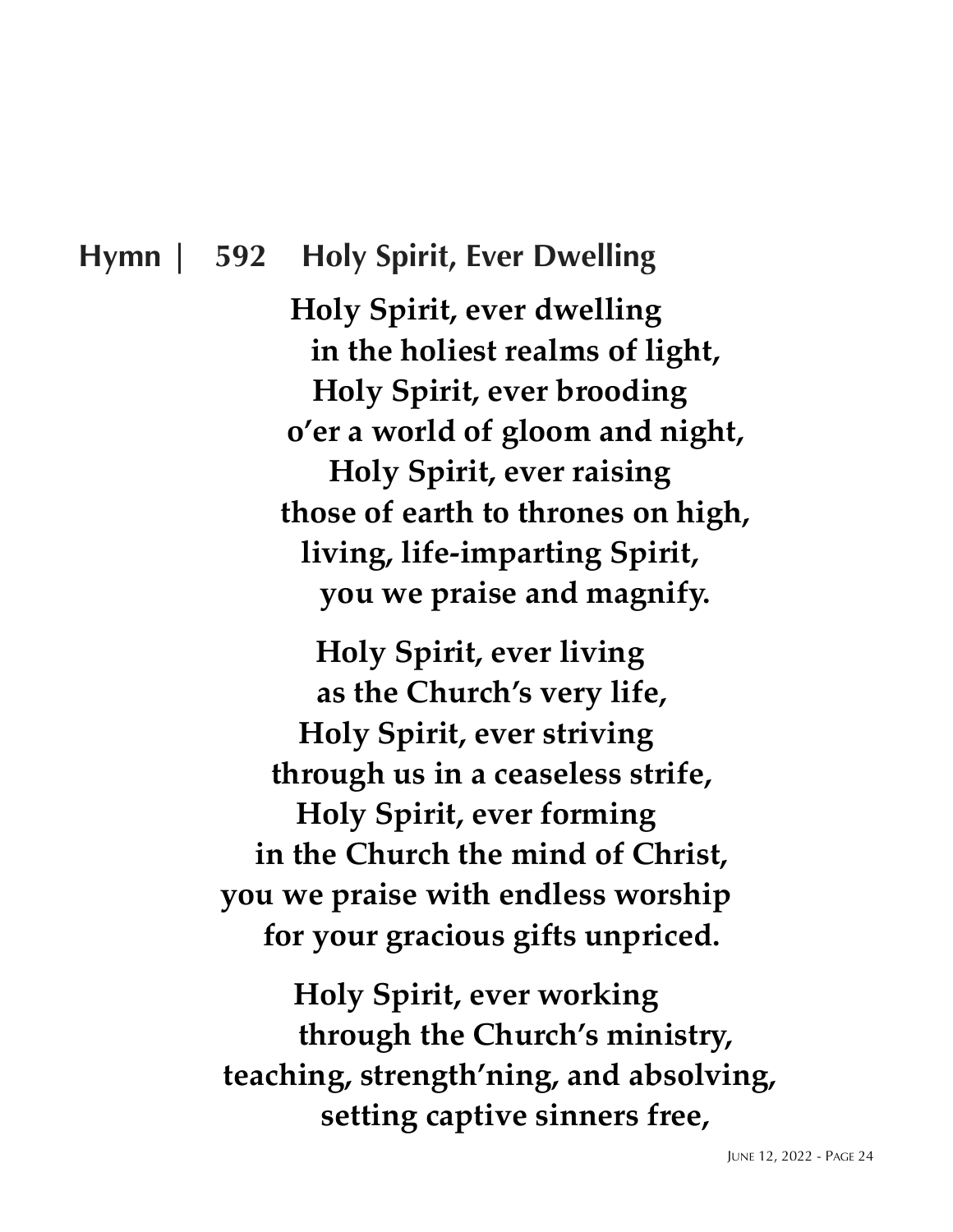## Hymn | 592 Holy Spirit, Ever Dwelling

**Holy Spirit, ever dwelling**
**in the holiest realms of light,**
**Holy Spirit, ever brooding**
**o'er a world of gloom and night,**
**Holy Spirit, ever raising**
**those of earth to thrones on high,**
**living, life-imparting Spirit,**
**you we praise and magnify.**

**Holy Spirit, ever living**
**as the Church's very life,**
**Holy Spirit, ever striving**
**through us in a ceaseless strife,**
**Holy Spirit, ever forming**
**in the Church the mind of Christ,**
**you we praise with endless worship**
**for your gracious gifts unpriced.**

**Holy Spirit, ever working**
**through the Church's ministry,**
**teaching, strength'ning, and absolving,**
**setting captive sinners free,**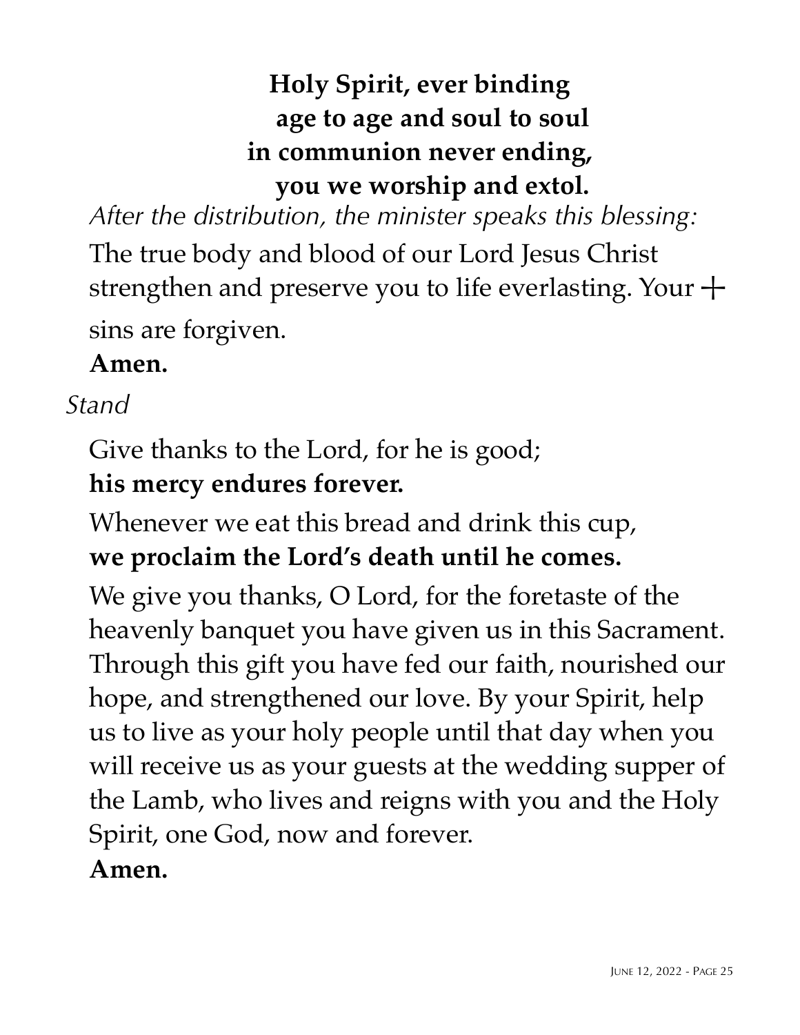**Holy Spirit, ever binding**
**age to age and soul to soul**
**in communion never ending,**
**you we worship and extol.**

*After the distribution, the minister speaks this blessing:*

The true body and blood of our Lord Jesus Christ strengthen and preserve you to life everlasting. Your ☩ sins are forgiven.

**Amen.**

*Stand*

Give thanks to the Lord, for he is good;
**his mercy endures forever.**

Whenever we eat this bread and drink this cup,
**we proclaim the Lord's death until he comes.**

We give you thanks, O Lord, for the foretaste of the heavenly banquet you have given us in this Sacrament. Through this gift you have fed our faith, nourished our hope, and strengthened our love. By your Spirit, help us to live as your holy people until that day when you will receive us as your guests at the wedding supper of the Lamb, who lives and reigns with you and the Holy Spirit, one God, now and forever.

**Amen.**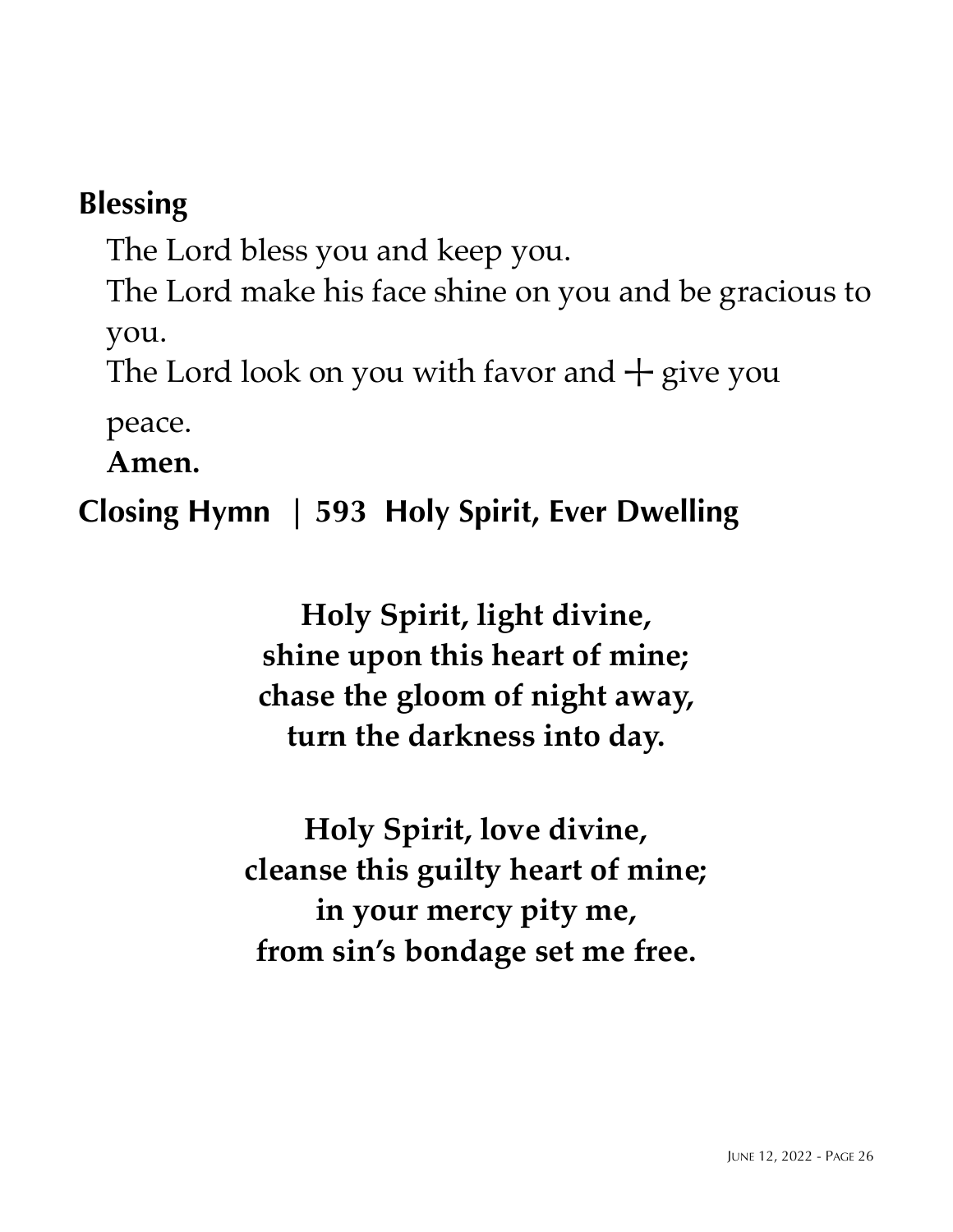## Blessing

The Lord bless you and keep you.
The Lord make his face shine on you and be gracious to you.
The Lord look on you with favor and ☩ give you peace.
**Amen.**

## Closing Hymn | 593 Holy Spirit, Ever Dwelling

**Holy Spirit, light divine,**
**shine upon this heart of mine;**
**chase the gloom of night away,**
**turn the darkness into day.**

**Holy Spirit, love divine,**
**cleanse this guilty heart of mine;**
**in your mercy pity me,**
**from sin's bondage set me free.**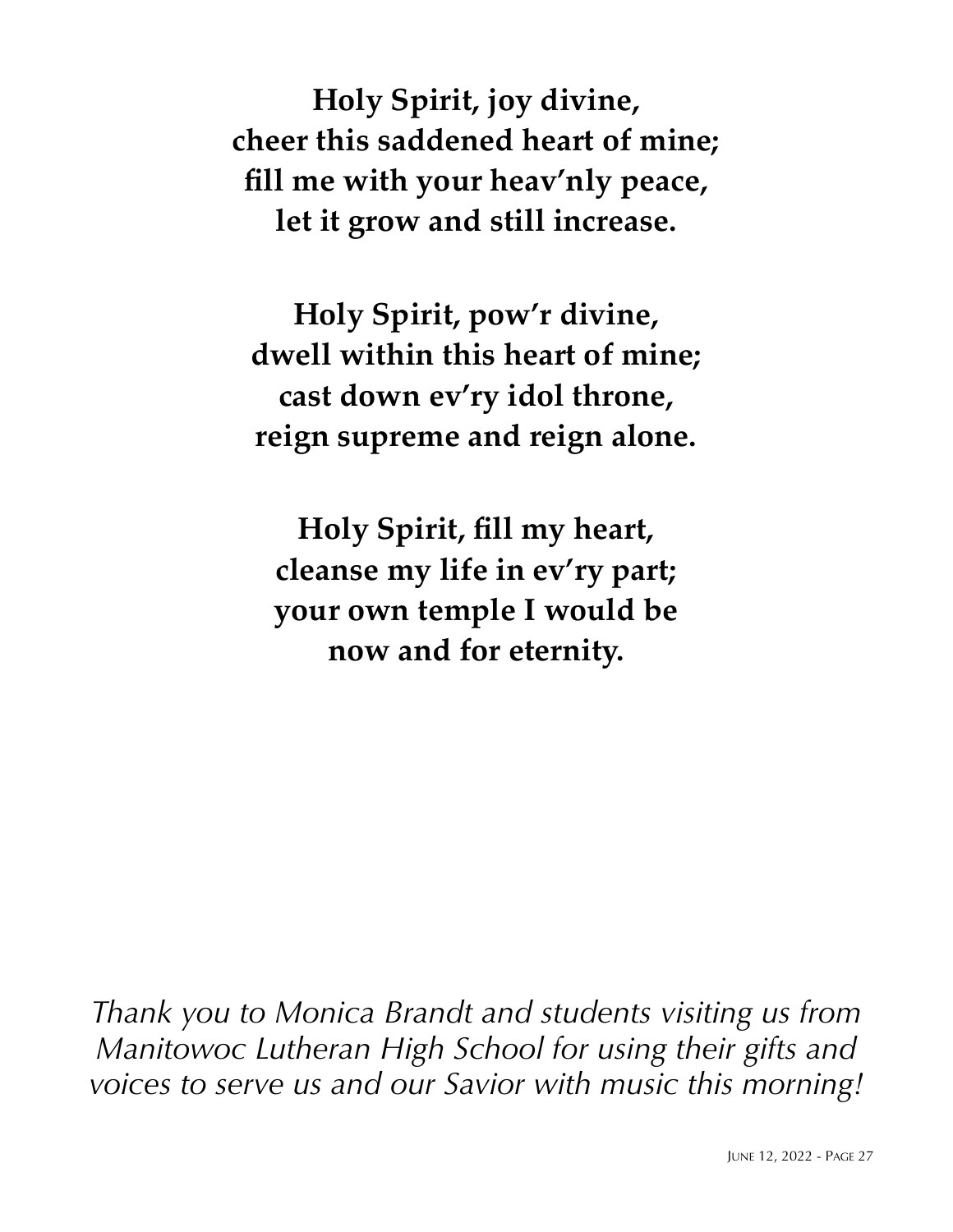**Holy Spirit, joy divine,**
**cheer this saddened heart of mine;**
**fill me with your heav'nly peace,**
**let it grow and still increase.**

**Holy Spirit, pow'r divine,**
**dwell within this heart of mine;**
**cast down ev'ry idol throne,**
**reign supreme and reign alone.**

**Holy Spirit, fill my heart,**
**cleanse my life in ev'ry part;**
**your own temple I would be**
**now and for eternity.**

*Thank you to Monica Brandt and students visiting us from Manitowoc Lutheran High School for using their gifts and voices to serve us and our Savior with music this morning!*